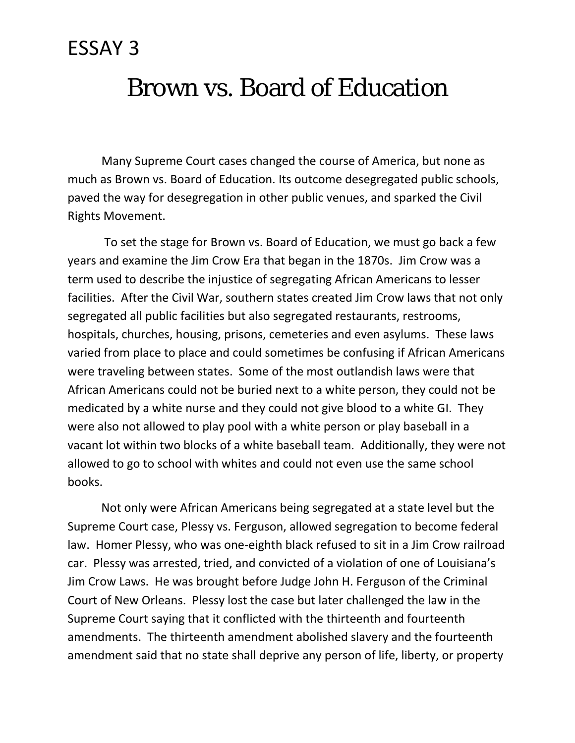ESSAY 3

# Brown vs. Board of Education

Many Supreme Court cases changed the course of America, but none as much as Brown vs. Board of Education. Its outcome desegregated public schools, paved the way for desegregation in other public venues, and sparked the Civil Rights Movement.

To set the stage for Brown vs. Board of Education, we must go back a few years and examine the Jim Crow Era that began in the 1870s. Jim Crow was a term used to describe the injustice of segregating African Americans to lesser facilities. After the Civil War, southern states created Jim Crow laws that not only segregated all public facilities but also segregated restaurants, restrooms, hospitals, churches, housing, prisons, cemeteries and even asylums. These laws varied from place to place and could sometimes be confusing if African Americans were traveling between states. Some of the most outlandish laws were that African Americans could not be buried next to a white person, they could not be medicated by a white nurse and they could not give blood to a white GI. They were also not allowed to play pool with a white person or play baseball in a vacant lot within two blocks of a white baseball team. Additionally, they were not allowed to go to school with whites and could not even use the same school books.

Not only were African Americans being segregated at a state level but the Supreme Court case, Plessy vs. Ferguson, allowed segregation to become federal law. Homer Plessy, who was one-eighth black refused to sit in a Jim Crow railroad car. Plessy was arrested, tried, and convicted of a violation of one of Louisiana's Jim Crow Laws. He was brought before Judge John H. Ferguson of the Criminal Court of New Orleans. Plessy lost the case but later challenged the law in the Supreme Court saying that it conflicted with the thirteenth and fourteenth amendments. The thirteenth amendment abolished slavery and the fourteenth amendment said that no state shall deprive any person of life, liberty, or property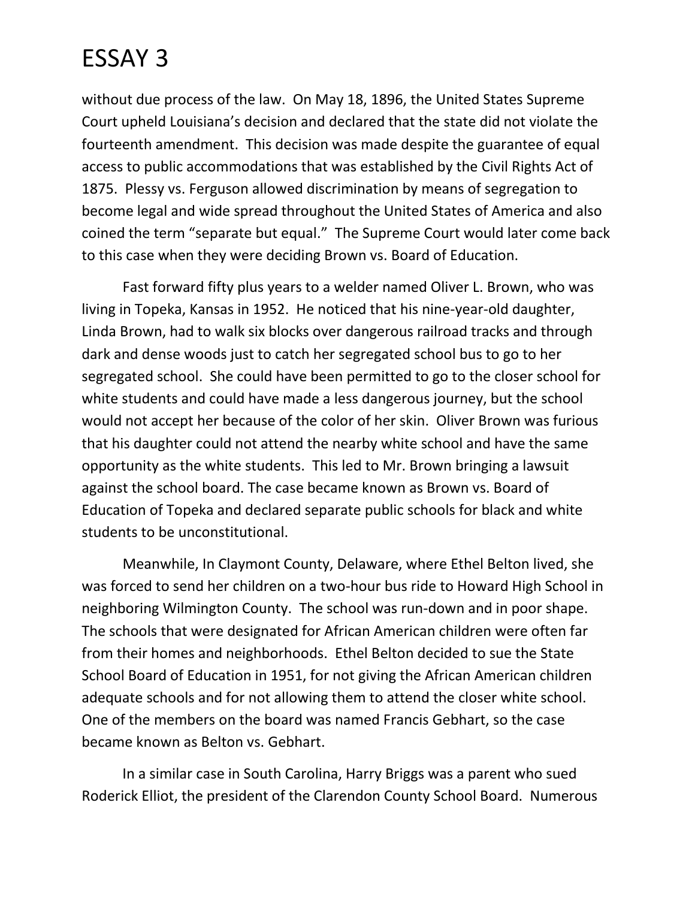without due process of the law. On May 18, 1896, the United States Supreme Court upheld Louisiana's decision and declared that the state did not violate the fourteenth amendment. This decision was made despite the guarantee of equal access to public accommodations that was established by the Civil Rights Act of 1875. Plessy vs. Ferguson allowed discrimination by means of segregation to become legal and wide spread throughout the United States of America and also coined the term "separate but equal." The Supreme Court would later come back to this case when they were deciding Brown vs. Board of Education.

Fast forward fifty plus years to a welder named Oliver L. Brown, who was living in Topeka, Kansas in 1952. He noticed that his nine-year-old daughter, Linda Brown, had to walk six blocks over dangerous railroad tracks and through dark and dense woods just to catch her segregated school bus to go to her segregated school. She could have been permitted to go to the closer school for white students and could have made a less dangerous journey, but the school would not accept her because of the color of her skin. Oliver Brown was furious that his daughter could not attend the nearby white school and have the same opportunity as the white students. This led to Mr. Brown bringing a lawsuit against the school board. The case became known as Brown vs. Board of Education of Topeka and declared separate public schools for black and white students to be unconstitutional.

Meanwhile, In Claymont County, Delaware, where Ethel Belton lived, she was forced to send her children on a two-hour bus ride to Howard High School in neighboring Wilmington County. The school was run-down and in poor shape. The schools that were designated for African American children were often far from their homes and neighborhoods. Ethel Belton decided to sue the State School Board of Education in 1951, for not giving the African American children adequate schools and for not allowing them to attend the closer white school. One of the members on the board was named Francis Gebhart, so the case became known as Belton vs. Gebhart.

In a similar case in South Carolina, Harry Briggs was a parent who sued Roderick Elliot, the president of the Clarendon County School Board. Numerous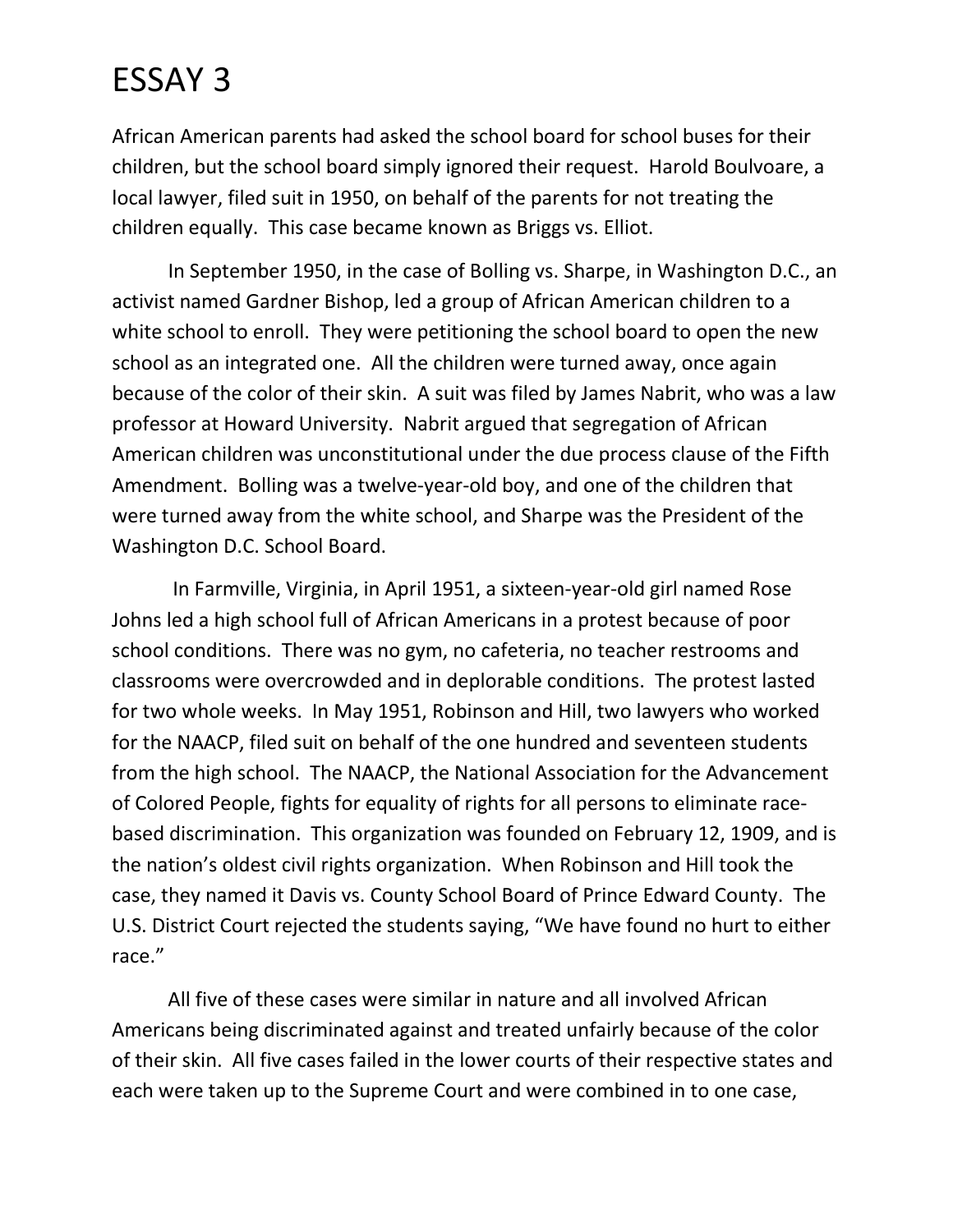# ESSAY 3

African American parents had asked the school board for school buses for their children, but the school board simply ignored their request. Harold Boulvoare, a local lawyer, filed suit in 1950, on behalf of the parents for not treating the children equally. This case became known as Briggs vs. Elliot.

In September 1950, in the case of Bolling vs. Sharpe, in Washington D.C., an activist named Gardner Bishop, led a group of African American children to a white school to enroll. They were petitioning the school board to open the new school as an integrated one. All the children were turned away, once again because of the color of their skin. A suit was filed by James Nabrit, who was a law professor at Howard University. Nabrit argued that segregation of African American children was unconstitutional under the due process clause of the Fifth Amendment. Bolling was a twelve-year-old boy, and one of the children that were turned away from the white school, and Sharpe was the President of the Washington D.C. School Board.

In Farmville, Virginia, in April 1951, a sixteen-year-old girl named Rose Johns led a high school full of African Americans in a protest because of poor school conditions. There was no gym, no cafeteria, no teacher restrooms and classrooms were overcrowded and in deplorable conditions. The protest lasted for two whole weeks. In May 1951, Robinson and Hill, two lawyers who worked for the NAACP, filed suit on behalf of the one hundred and seventeen students from the high school. The NAACP, the National Association for the Advancement of Colored People, fights for equality of rights for all persons to eliminate race-based discrimination. This organization was founded on February 12, 1909, and is the nation's oldest civil rights organization. When Robinson and Hill took the case, they named it Davis vs. County School Board of Prince Edward County. The U.S. District Court rejected the students saying, "We have found no hurt to either race."

All five of these cases were similar in nature and all involved African Americans being discriminated against and treated unfairly because of the color of their skin. All five cases failed in the lower courts of their respective states and each were taken up to the Supreme Court and were combined in to one case,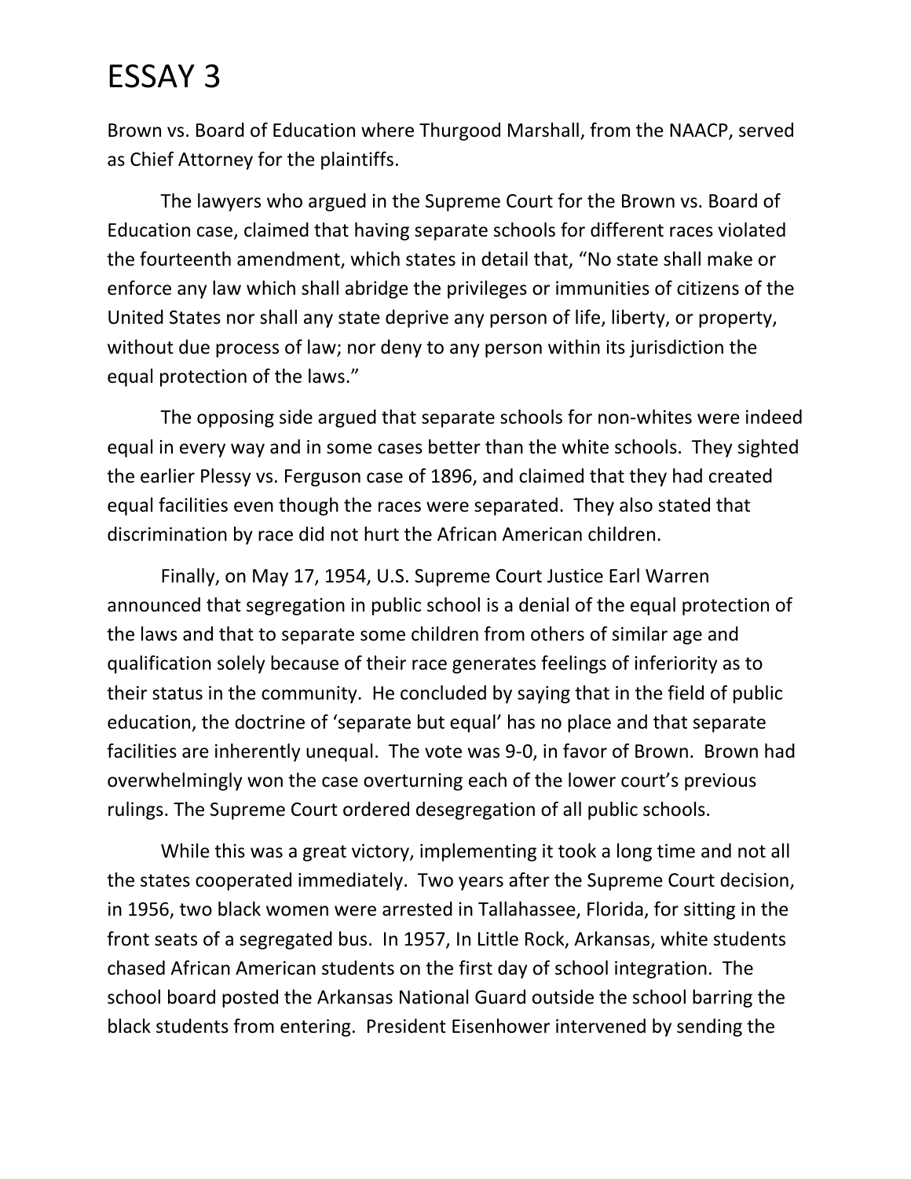# ESSAY 3

Brown vs. Board of Education where Thurgood Marshall, from the NAACP, served as Chief Attorney for the plaintiffs.

The lawyers who argued in the Supreme Court for the Brown vs. Board of Education case, claimed that having separate schools for different races violated the fourteenth amendment, which states in detail that, “No state shall make or enforce any law which shall abridge the privileges or immunities of citizens of the United States nor shall any state deprive any person of life, liberty, or property, without due process of law; nor deny to any person within its jurisdiction the equal protection of the laws.”

The opposing side argued that separate schools for non-whites were indeed equal in every way and in some cases better than the white schools. They sighted the earlier Plessy vs. Ferguson case of 1896, and claimed that they had created equal facilities even though the races were separated. They also stated that discrimination by race did not hurt the African American children.

Finally, on May 17, 1954, U.S. Supreme Court Justice Earl Warren announced that segregation in public school is a denial of the equal protection of the laws and that to separate some children from others of similar age and qualification solely because of their race generates feelings of inferiority as to their status in the community. He concluded by saying that in the field of public education, the doctrine of ‘separate but equal’ has no place and that separate facilities are inherently unequal. The vote was 9-0, in favor of Brown. Brown had overwhelmingly won the case overturning each of the lower court’s previous rulings. The Supreme Court ordered desegregation of all public schools.

While this was a great victory, implementing it took a long time and not all the states cooperated immediately. Two years after the Supreme Court decision, in 1956, two black women were arrested in Tallahassee, Florida, for sitting in the front seats of a segregated bus. In 1957, In Little Rock, Arkansas, white students chased African American students on the first day of school integration. The school board posted the Arkansas National Guard outside the school barring the black students from entering. President Eisenhower intervened by sending the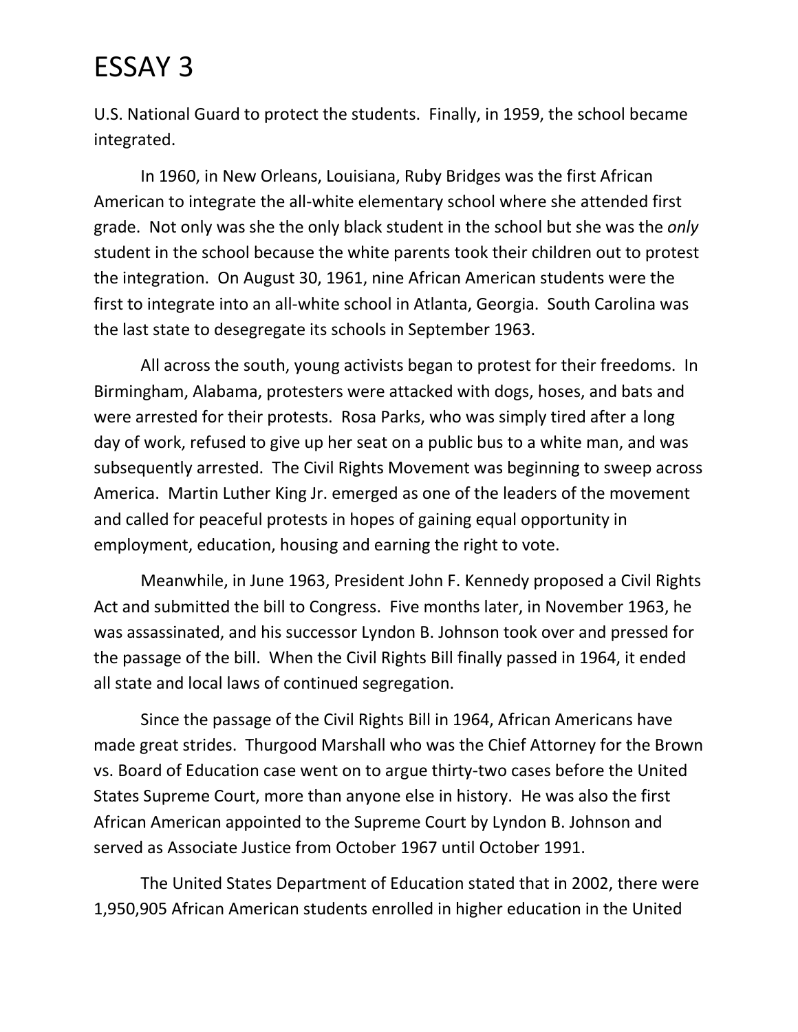# ESSAY 3

U.S. National Guard to protect the students. Finally, in 1959, the school became integrated.

In 1960, in New Orleans, Louisiana, Ruby Bridges was the first African American to integrate the all-white elementary school where she attended first grade. Not only was she the only black student in the school but she was the *only* student in the school because the white parents took their children out to protest the integration. On August 30, 1961, nine African American students were the first to integrate into an all-white school in Atlanta, Georgia. South Carolina was the last state to desegregate its schools in September 1963.

All across the south, young activists began to protest for their freedoms. In Birmingham, Alabama, protesters were attacked with dogs, hoses, and bats and were arrested for their protests. Rosa Parks, who was simply tired after a long day of work, refused to give up her seat on a public bus to a white man, and was subsequently arrested. The Civil Rights Movement was beginning to sweep across America. Martin Luther King Jr. emerged as one of the leaders of the movement and called for peaceful protests in hopes of gaining equal opportunity in employment, education, housing and earning the right to vote.

Meanwhile, in June 1963, President John F. Kennedy proposed a Civil Rights Act and submitted the bill to Congress. Five months later, in November 1963, he was assassinated, and his successor Lyndon B. Johnson took over and pressed for the passage of the bill. When the Civil Rights Bill finally passed in 1964, it ended all state and local laws of continued segregation.

Since the passage of the Civil Rights Bill in 1964, African Americans have made great strides. Thurgood Marshall who was the Chief Attorney for the Brown vs. Board of Education case went on to argue thirty-two cases before the United States Supreme Court, more than anyone else in history. He was also the first African American appointed to the Supreme Court by Lyndon B. Johnson and served as Associate Justice from October 1967 until October 1991.

The United States Department of Education stated that in 2002, there were 1,950,905 African American students enrolled in higher education in the United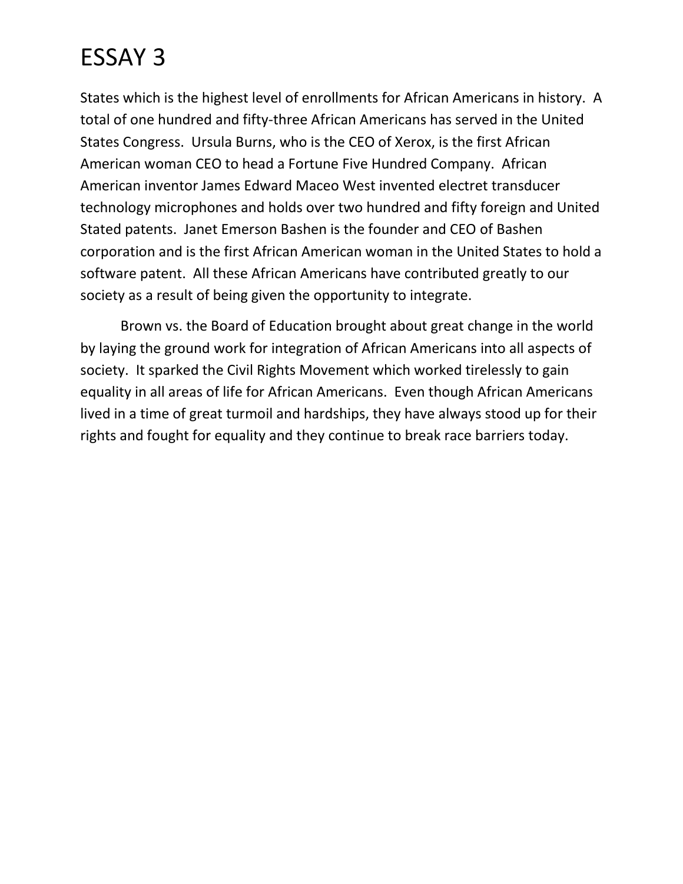# ESSAY 3

States which is the highest level of enrollments for African Americans in history. A total of one hundred and fifty-three African Americans has served in the United States Congress. Ursula Burns, who is the CEO of Xerox, is the first African American woman CEO to head a Fortune Five Hundred Company. African American inventor James Edward Maceo West invented electret transducer technology microphones and holds over two hundred and fifty foreign and United Stated patents. Janet Emerson Bashen is the founder and CEO of Bashen corporation and is the first African American woman in the United States to hold a software patent. All these African Americans have contributed greatly to our society as a result of being given the opportunity to integrate.

Brown vs. the Board of Education brought about great change in the world by laying the ground work for integration of African Americans into all aspects of society. It sparked the Civil Rights Movement which worked tirelessly to gain equality in all areas of life for African Americans. Even though African Americans lived in a time of great turmoil and hardships, they have always stood up for their rights and fought for equality and they continue to break race barriers today.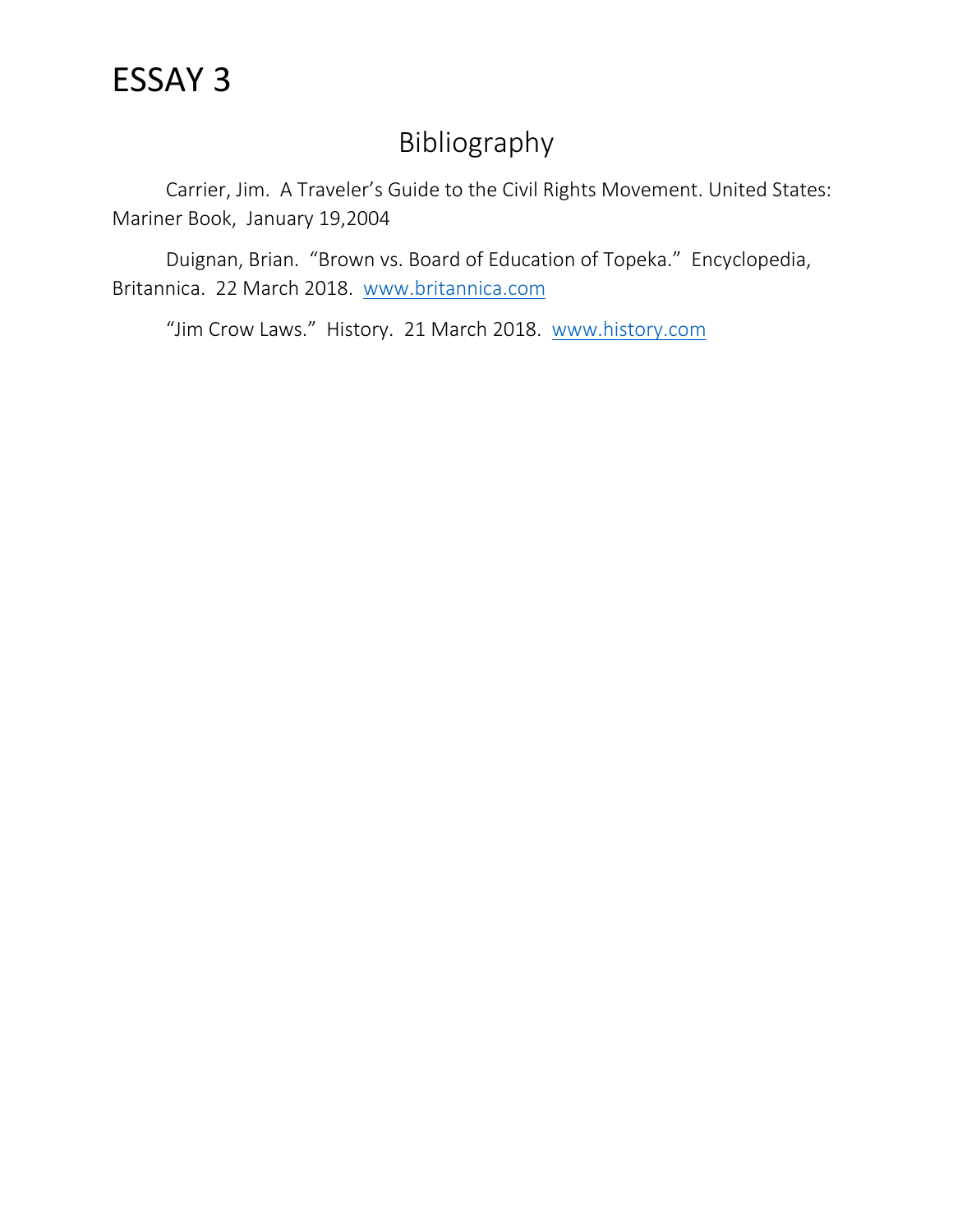# ESSAY 3

## Bibliography

Carrier, Jim. A Traveler's Guide to the Civil Rights Movement. United States: Mariner Book, January 19,2004

Duignan, Brian. "Brown vs. Board of Education of Topeka." Encyclopedia, Britannica. 22 March 2018. www.britannica.com

"Jim Crow Laws." History. 21 March 2018. www.history.com